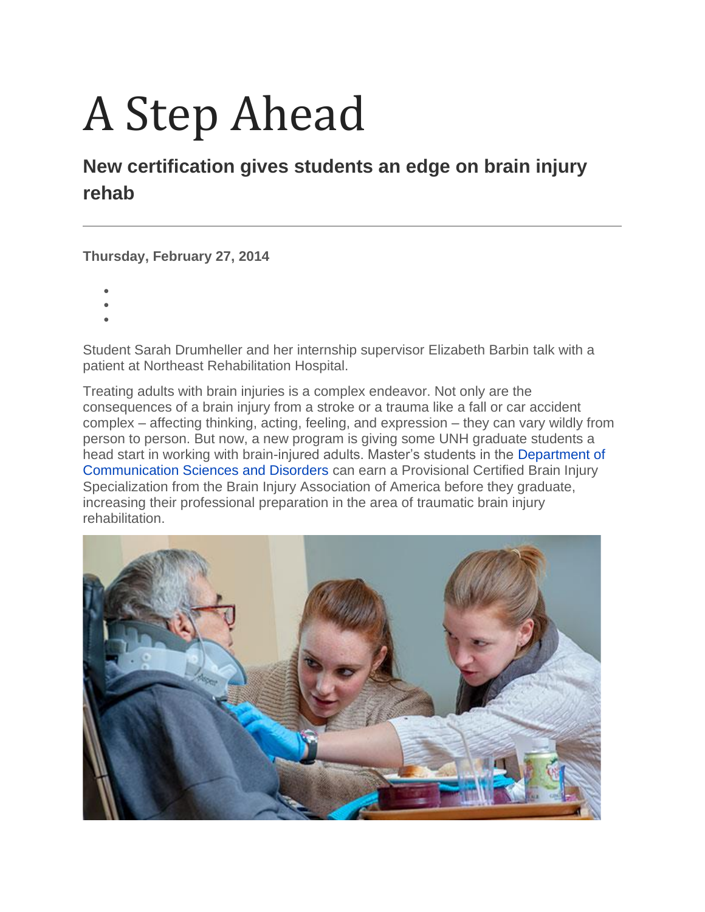# A Step Ahead

## New certification gives students an edge on brain injury rehab

Thursday, February 27, 2014

Student Sarah Drumheller and her internship supervisor Elizabeth Barbin talk with a patient at Northeast Rehabilitation Hospital.

Treating adults with brain injuries is a complex endeavor. Not only are the consequences of a brain injury from a stroke or a trauma like a fall or car accident complex – affecting thinking, acting, feeling, and expression – they can vary wildly from person to person. But now, a new program is giving some UNH graduate students a head start in working with brain-injured adults. Master's students in the Department of Communication Sciences and Disorders can earn a Provisional Certified Brain Injury Specialization from the Brain Injury Association of America before they graduate, increasing their professional preparation in the area of traumatic brain injury rehabilitation.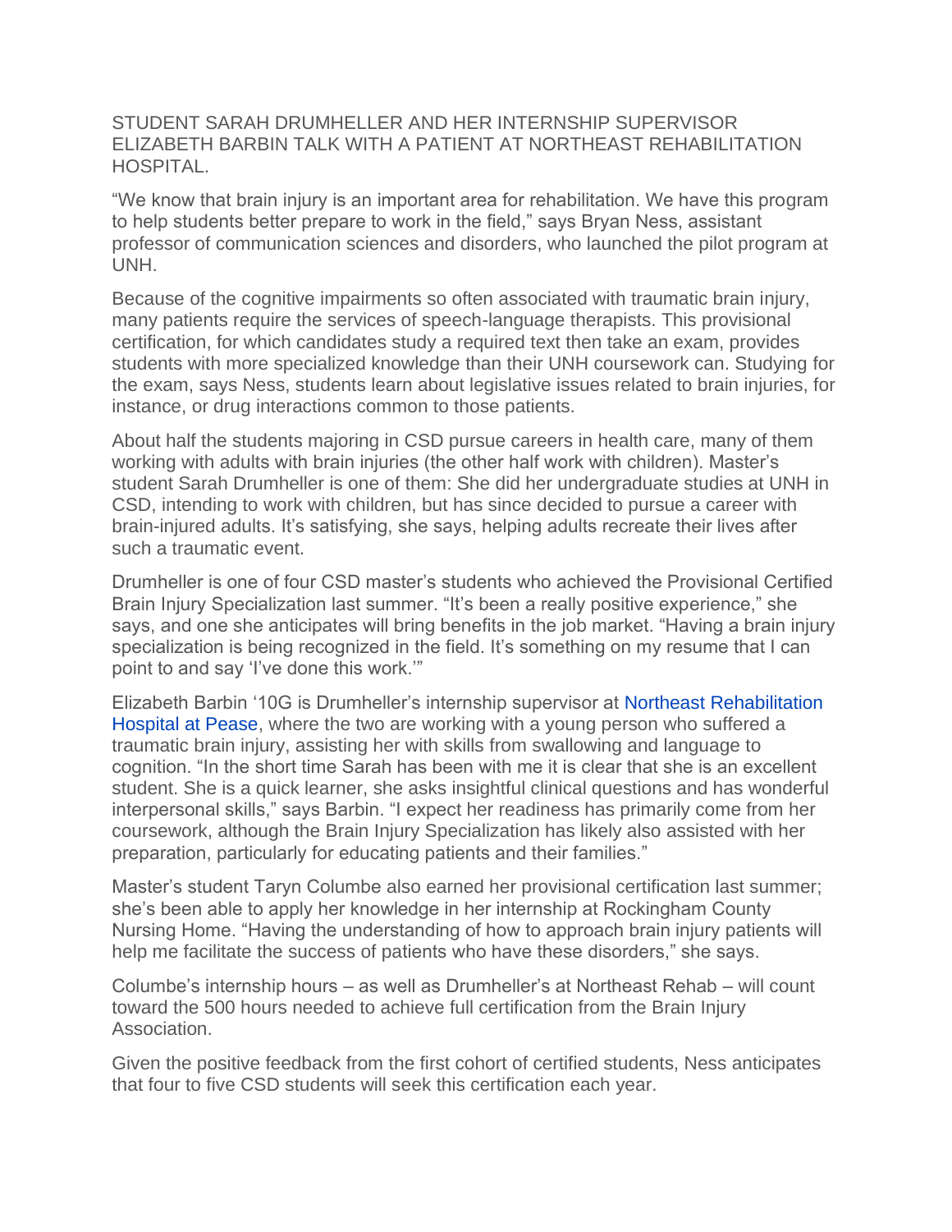STUDENT SARAH DRUMHELLER AND HER INTERNSHIP SUPERVISOR ELIZABETH BARBIN TALK WITH A PATIENT AT NORTHEAST REHABILITATION HOSPITAL.

“We know that brain injury is an important area for rehabilitation. We have this program to help students better prepare to work in the field,” says Bryan Ness, assistant professor of communication sciences and disorders, who launched the pilot program at UNH.

Because of the cognitive impairments so often associated with traumatic brain injury, many patients require the services of speech-language therapists. This provisional certification, for which candidates study a required text then take an exam, provides students with more specialized knowledge than their UNH coursework can. Studying for the exam, says Ness, students learn about legislative issues related to brain injuries, for instance, or drug interactions common to those patients.

About half the students majoring in CSD pursue careers in health care, many of them working with adults with brain injuries (the other half work with children). Master’s student Sarah Drumheller is one of them: She did her undergraduate studies at UNH in CSD, intending to work with children, but has since decided to pursue a career with brain-injured adults. It’s satisfying, she says, helping adults recreate their lives after such a traumatic event.

Drumheller is one of four CSD master’s students who achieved the Provisional Certified Brain Injury Specialization last summer. “It’s been a really positive experience,” she says, and one she anticipates will bring benefits in the job market. “Having a brain injury specialization is being recognized in the field. It’s something on my resume that I can point to and say ‘I’ve done this work.’”

Elizabeth Barbin ‘10G is Drumheller’s internship supervisor at Northeast Rehabilitation Hospital at Pease, where the two are working with a young person who suffered a traumatic brain injury, assisting her with skills from swallowing and language to cognition. “In the short time Sarah has been with me it is clear that she is an excellent student. She is a quick learner, she asks insightful clinical questions and has wonderful interpersonal skills,” says Barbin. “I expect her readiness has primarily come from her coursework, although the Brain Injury Specialization has likely also assisted with her preparation, particularly for educating patients and their families.”

Master’s student Taryn Columbe also earned her provisional certification last summer; she’s been able to apply her knowledge in her internship at Rockingham County Nursing Home. “Having the understanding of how to approach brain injury patients will help me facilitate the success of patients who have these disorders,” she says.

Columbe’s internship hours – as well as Drumheller’s at Northeast Rehab – will count toward the 500 hours needed to achieve full certification from the Brain Injury Association.

Given the positive feedback from the first cohort of certified students, Ness anticipates that four to five CSD students will seek this certification each year.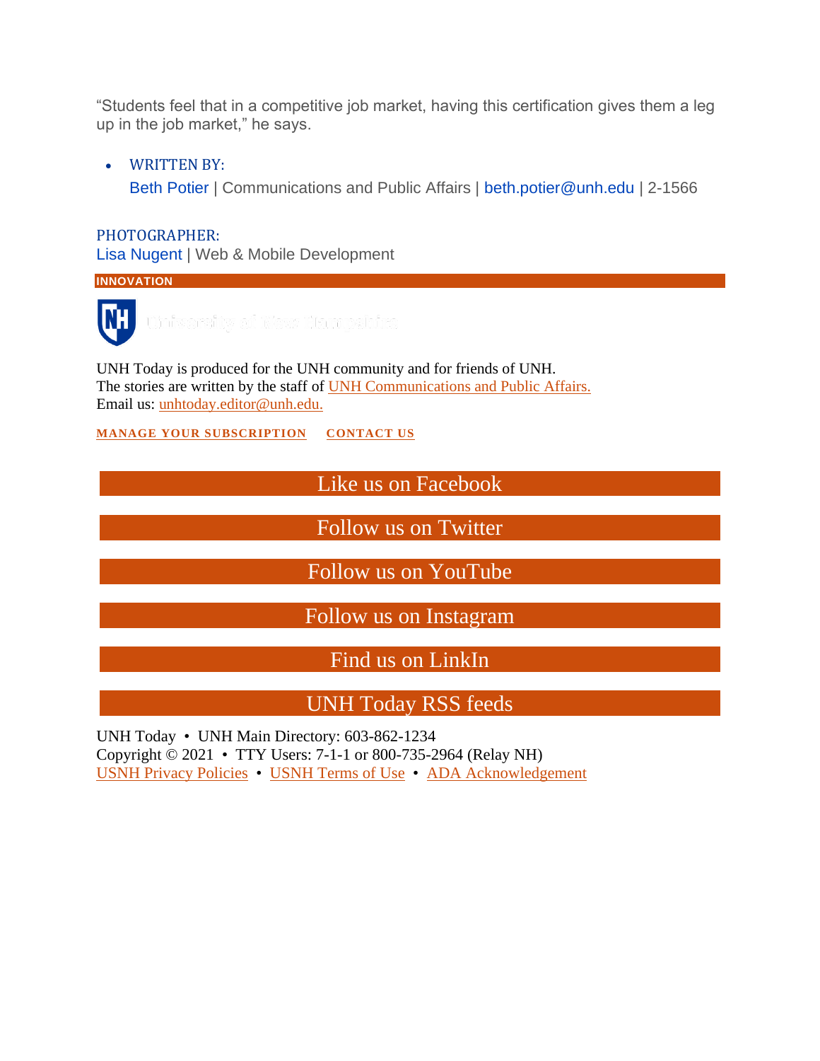"Students feel that in a competitive job market, having this certification gives them a leg up in the job market," he says.

- WRITTEN BY:
  Beth Potier | Communications and Public Affairs | beth.potier@unh.edu | 2-1566

PHOTOGRAPHER:
Lisa Nugent | Web & Mobile Development

**INNOVATION**

UNH Today is produced for the UNH community and for friends of UNH.
The stories are written by the staff of UNH Communications and Public Affairs.
Email us: unhtoday.editor@unh.edu.

**MANAGE YOUR SUBSCRIPTION** **CONTACT US**

Like us on Facebook

Follow us on Twitter

Follow us on YouTube

Follow us on Instagram

Find us on LinkIn

UNH Today RSS feeds

UNH Today • UNH Main Directory: 603-862-1234
Copyright © 2021 • TTY Users: 7-1-1 or 800-735-2964 (Relay NH)
USNH Privacy Policies • USNH Terms of Use • ADA Acknowledgement